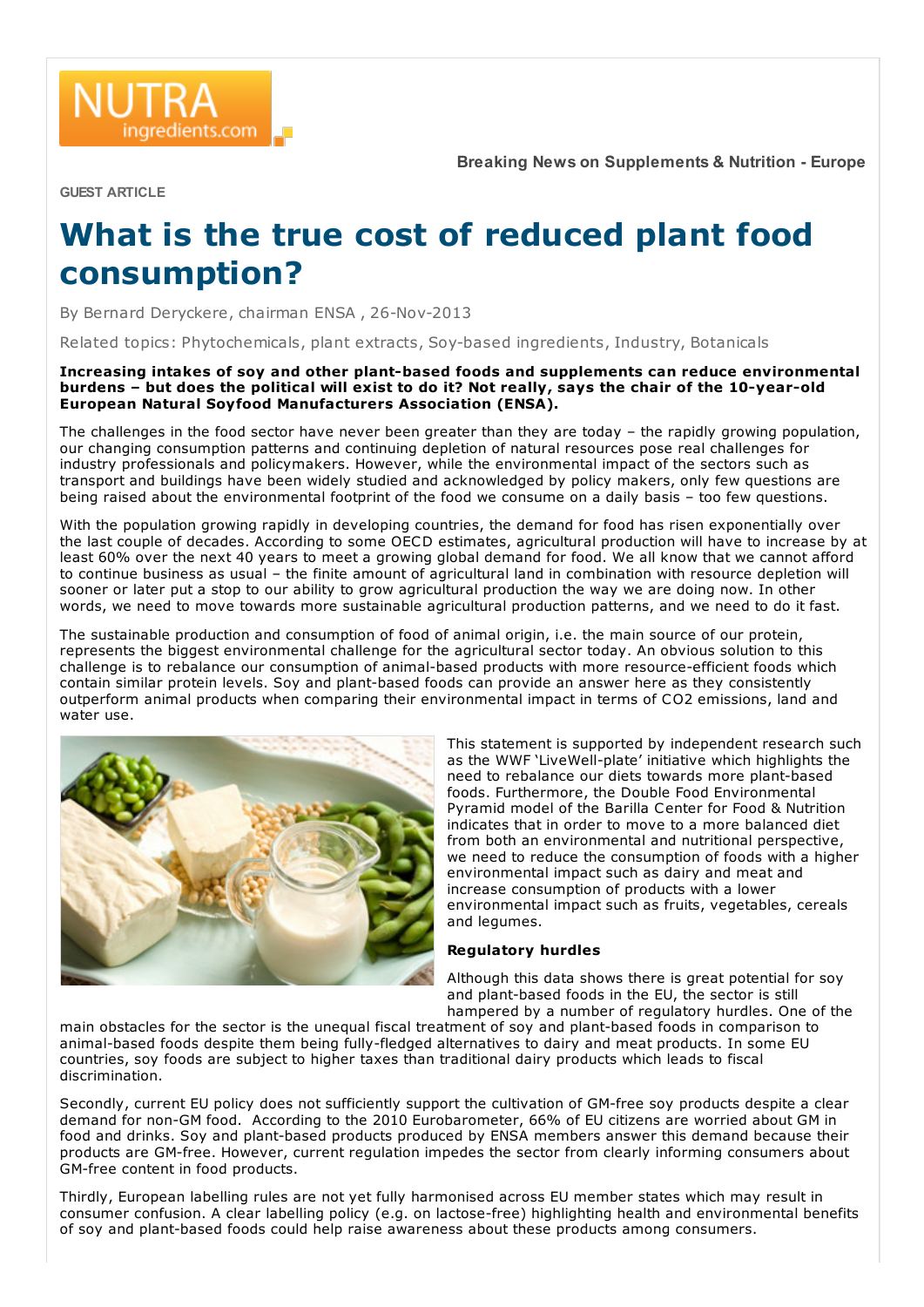NUTRA ingredients.com

Breaking News on Supplements & Nutrition - Europe

GUEST ARTICLE

# What is the true cost of reduced plant food consumption?

By Bernard Deryckere, chairman ENSA , 26-Nov-2013

Related topics: Phytochemicals, plant extracts, Soy-based ingredients, Industry, Botanicals

**Increasing intakes of soy and other plant-based foods and supplements can reduce environmental burdens – but does the political will exist to do it? Not really, says the chair of the 10-year-old European Natural Soyfood Manufacturers Association (ENSA).**

The challenges in the food sector have never been greater than they are today – the rapidly growing population, our changing consumption patterns and continuing depletion of natural resources pose real challenges for industry professionals and policymakers. However, while the environmental impact of the sectors such as transport and buildings have been widely studied and acknowledged by policy makers, only few questions are being raised about the environmental footprint of the food we consume on a daily basis – too few questions.

With the population growing rapidly in developing countries, the demand for food has risen exponentially over the last couple of decades. According to some OECD estimates, agricultural production will have to increase by at least 60% over the next 40 years to meet a growing global demand for food. We all know that we cannot afford to continue business as usual – the finite amount of agricultural land in combination with resource depletion will sooner or later put a stop to our ability to grow agricultural production the way we are doing now. In other words, we need to move towards more sustainable agricultural production patterns, and we need to do it fast.

The sustainable production and consumption of food of animal origin, i.e. the main source of our protein, represents the biggest environmental challenge for the agricultural sector today. An obvious solution to this challenge is to rebalance our consumption of animal-based products with more resource-efficient foods which contain similar protein levels. Soy and plant-based foods can provide an answer here as they consistently outperform animal products when comparing their environmental impact in terms of $CO_2$ emissions, land and water use.

This statement is supported by independent research such as the WWF 'LiveWell-plate' initiative which highlights the need to rebalance our diets towards more plant-based foods. Furthermore, the Double Food Environmental Pyramid model of the Barilla Center for Food & Nutrition indicates that in order to move to a more balanced diet from both an environmental and nutritional perspective, we need to reduce the consumption of foods with a higher environmental impact such as dairy and meat and increase consumption of products with a lower environmental impact such as fruits, vegetables, cereals and legumes.

### Regulatory hurdles

Although this data shows there is great potential for soy and plant-based foods in the EU, the sector is still hampered by a number of regulatory hurdles. One of the main obstacles for the sector is the unequal fiscal treatment of soy and plant-based foods in comparison to animal-based foods despite them being fully-fledged alternatives to dairy and meat products. In some EU countries, soy foods are subject to higher taxes than traditional dairy products which leads to fiscal discrimination.

Secondly, current EU policy does not sufficiently support the cultivation of GM-free soy products despite a clear demand for non-GM food. According to the 2010 Eurobarometer, 66% of EU citizens are worried about GM in food and drinks. Soy and plant-based products produced by ENSA members answer this demand because their products are GM-free. However, current regulation impedes the sector from clearly informing consumers about GM-free content in food products.

Thirdly, European labelling rules are not yet fully harmonised across EU member states which may result in consumer confusion. A clear labelling policy (e.g. on lactose-free) highlighting health and environmental benefits of soy and plant-based foods could help raise awareness about these products among consumers.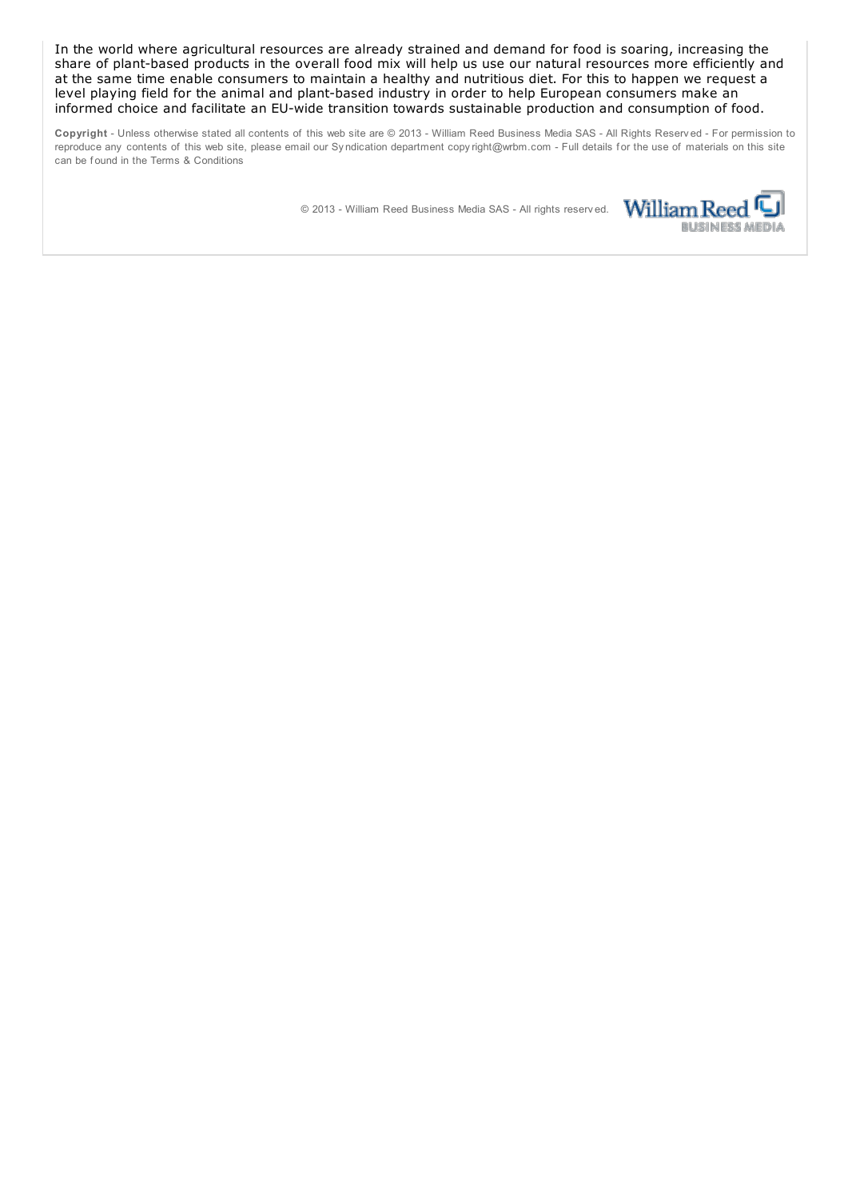In the world where agricultural resources are already strained and demand for food is soaring, increasing the share of plant-based products in the overall food mix will help us use our natural resources more efficiently and at the same time enable consumers to maintain a healthy and nutritious diet. For this to happen we request a level playing field for the animal and plant-based industry in order to help European consumers make an informed choice and facilitate an EU-wide transition towards sustainable production and consumption of food.

**Copyright** - Unless otherwise stated all contents of this web site are © 2013 - William Reed Business Media SAS - All Rights Reserved - For permission to reproduce any contents of this web site, please email our Syndication department copyright@wrbm.com - Full details for the use of materials on this site can be found in the Terms & Conditions

© 2013 - William Reed Business Media SAS - All rights reserved.

William Reed BUSINESS MEDIA